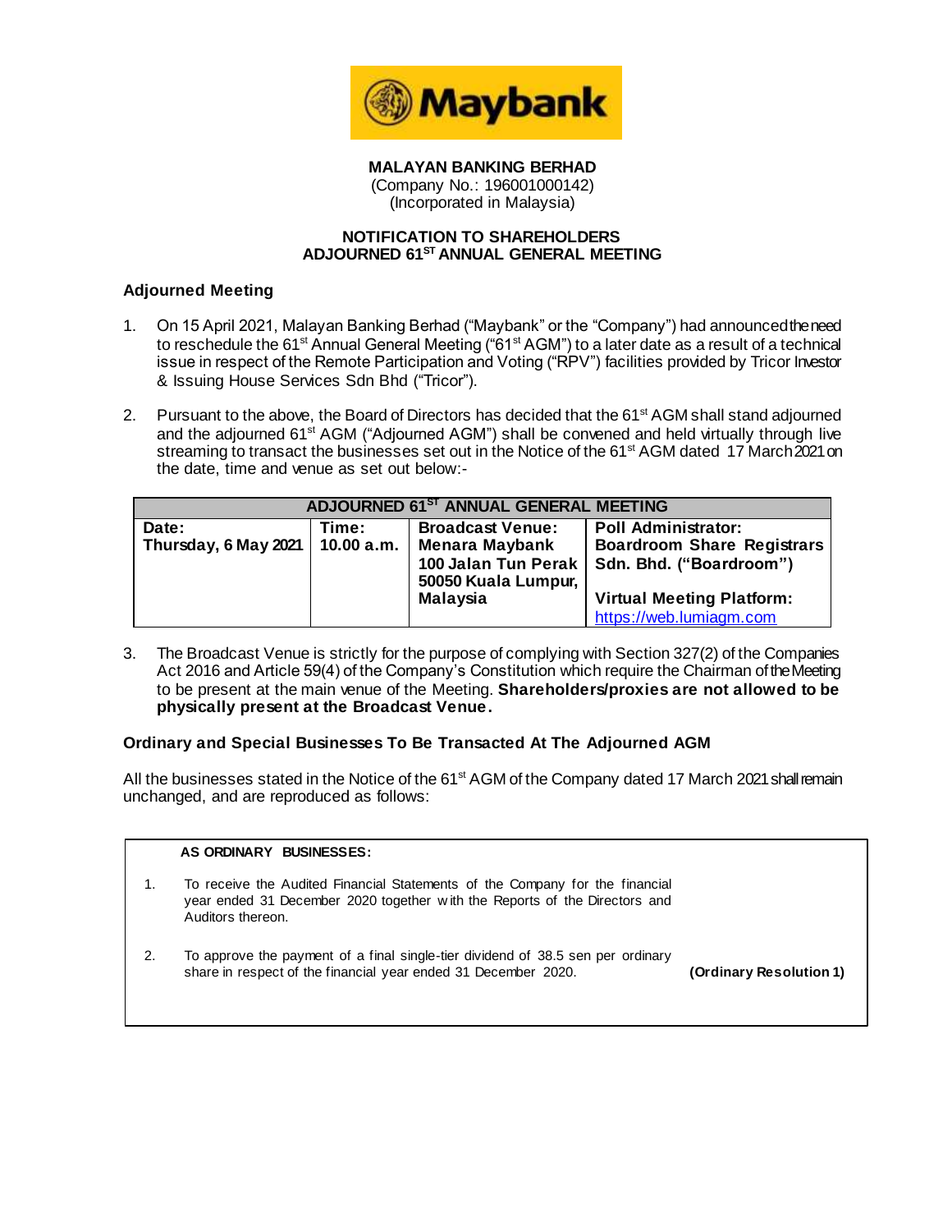**MALAYAN BANKING BERHAD**
(Company No.: 196001000142)
(Incorporated in Malaysia)

**NOTIFICATION TO SHAREHOLDERS**
**ADJOURNED 61ST ANNUAL GENERAL MEETING**

### Adjourned Meeting

1. On 15 April 2021, Malayan Banking Berhad ("Maybank" or the "Company") had announced the need to reschedule the 61st Annual General Meeting ("61st AGM") to a later date as a result of a technical issue in respect of the Remote Participation and Voting ("RPV") facilities provided by Tricor Investor & Issuing House Services Sdn Bhd ("Tricor").

2. Pursuant to the above, the Board of Directors has decided that the 61st AGM shall stand adjourned and the adjourned 61st AGM ("Adjourned AGM") shall be convened and held virtually through live streaming to transact the businesses set out in the Notice of the 61st AGM dated 17 March 2021 on the date, time and venue as set out below:-

| ADJOURNED 61ST ANNUAL GENERAL MEETING | | | |
|---|---|---|---|
| **Date:**<br>**Thursday, 6 May 2021** | **Time:**<br>**10.00 a.m.** | **Broadcast Venue:**<br>**Menara Maybank**<br>**100 Jalan Tun Perak**<br>**50050 Kuala Lumpur, Malaysia** | **Poll Administrator:**<br>**Boardroom Share Registrars Sdn. Bhd. ("Boardroom")**<br><br>**Virtual Meeting Platform:**<br>https://web.lumiagm.com |

3. The Broadcast Venue is strictly for the purpose of complying with Section 327(2) of the Companies Act 2016 and Article 59(4) of the Company's Constitution which require the Chairman of the Meeting to be present at the main venue of the Meeting. **Shareholders/proxies are not allowed to be physically present at the Broadcast Venue.**

### Ordinary and Special Businesses To Be Transacted At The Adjourned AGM

All the businesses stated in the Notice of the 61st AGM of the Company dated 17 March 2021 shall remain unchanged, and are reproduced as follows:

**AS ORDINARY BUSINESSES:**

1. To receive the Audited Financial Statements of the Company for the financial year ended 31 December 2020 together with the Reports of the Directors and Auditors thereon.

2. To approve the payment of a final single-tier dividend of 38.5 sen per ordinary share in respect of the financial year ended 31 December 2020. **(Ordinary Resolution 1)**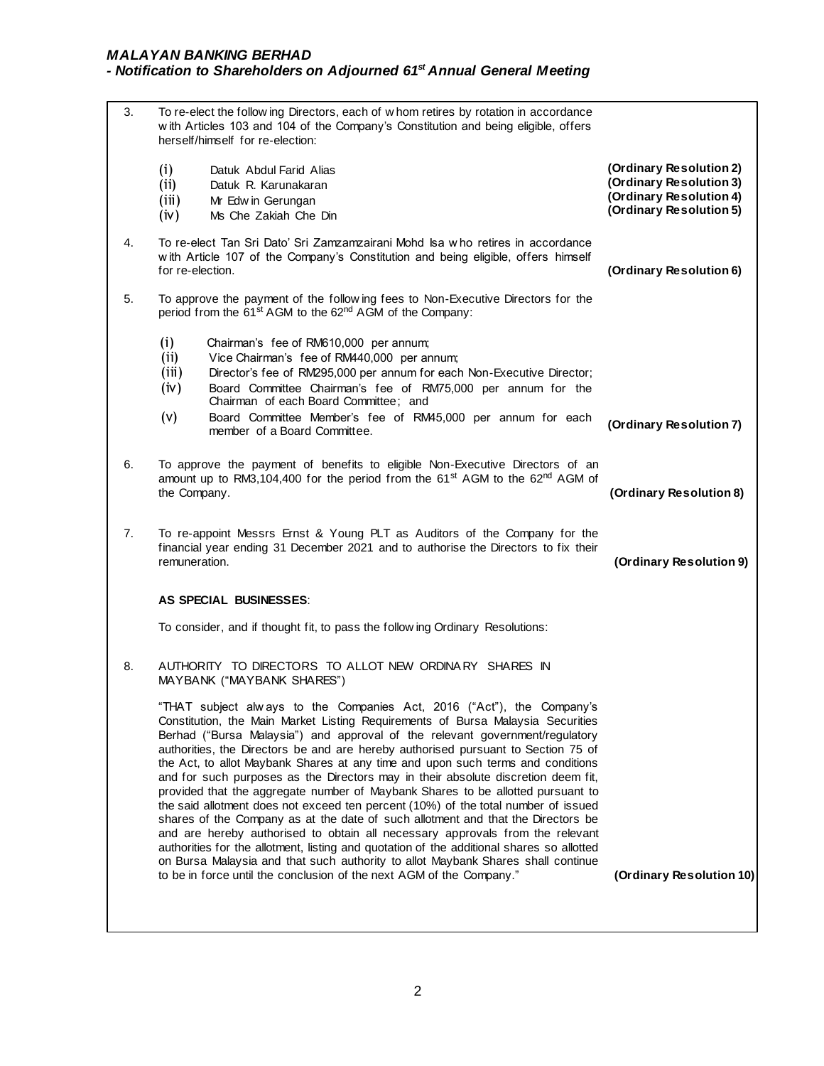3. To re-elect the following Directors, each of whom retires by rotation in accordance with Articles 103 and 104 of the Company's Constitution and being eligible, offers herself/himself for re-election:

   (i) Datuk Abdul Farid Alias **(Ordinary Resolution 2)**
   (ii) Datuk R. Karunakaran **(Ordinary Resolution 3)**
   (iii) Mr Edwin Gerungan **(Ordinary Resolution 4)**
   (iv) Ms Che Zakiah Che Din **(Ordinary Resolution 5)**

4. To re-elect Tan Sri Dato' Sri Zamzamzairani Mohd Isa who retires in accordance with Article 107 of the Company's Constitution and being eligible, offers himself for re-election. **(Ordinary Resolution 6)**

5. To approve the payment of the following fees to Non-Executive Directors for the period from the 61st AGM to the 62nd AGM of the Company:

   (i) Chairman's fee of RM610,000 per annum;
   (ii) Vice Chairman's fee of RM440,000 per annum;
   (iii) Director's fee of RM295,000 per annum for each Non-Executive Director;
   (iv) Board Committee Chairman's fee of RM75,000 per annum for the Chairman of each Board Committee; and
   (v) Board Committee Member's fee of RM45,000 per annum for each member of a Board Committee. **(Ordinary Resolution 7)**

6. To approve the payment of benefits to eligible Non-Executive Directors of an amount up to RM3,104,400 for the period from the 61st AGM to the 62nd AGM of the Company. **(Ordinary Resolution 8)**

7. To re-appoint Messrs Ernst & Young PLT as Auditors of the Company for the financial year ending 31 December 2021 and to authorise the Directors to fix their remuneration. **(Ordinary Resolution 9)**

**AS SPECIAL BUSINESSES**:

To consider, and if thought fit, to pass the following Ordinary Resolutions:

8. AUTHORITY TO DIRECTORS TO ALLOT NEW ORDINARY SHARES IN MAYBANK ("MAYBANK SHARES")

   "THAT subject always to the Companies Act, 2016 ("Act"), the Company's Constitution, the Main Market Listing Requirements of Bursa Malaysia Securities Berhad ("Bursa Malaysia") and approval of the relevant government/regulatory authorities, the Directors be and are hereby authorised pursuant to Section 75 of the Act, to allot Maybank Shares at any time and upon such terms and conditions and for such purposes as the Directors may in their absolute discretion deem fit, provided that the aggregate number of Maybank Shares to be allotted pursuant to the said allotment does not exceed ten percent (10%) of the total number of issued shares of the Company as at the date of such allotment and that the Directors be and are hereby authorised to obtain all necessary approvals from the relevant authorities for the allotment, listing and quotation of the additional shares so allotted on Bursa Malaysia and that such authority to allot Maybank Shares shall continue to be in force until the conclusion of the next AGM of the Company." **(Ordinary Resolution 10)**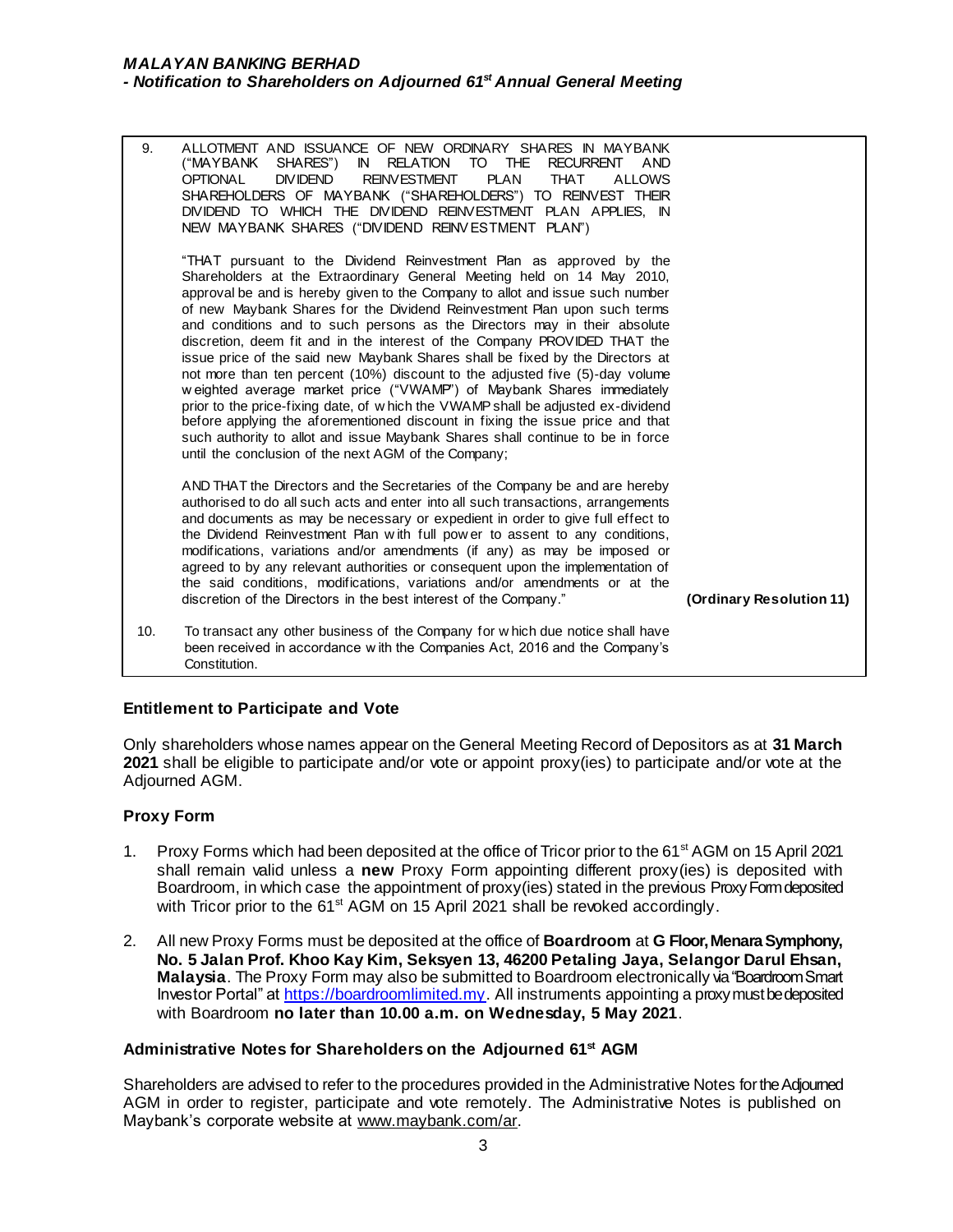9. ALLOTMENT AND ISSUANCE OF NEW ORDINARY SHARES IN MAYBANK ("MAYBANK SHARES") IN RELATION TO THE RECURRENT AND OPTIONAL DIVIDEND REINVESTMENT PLAN THAT ALLOWS SHAREHOLDERS OF MAYBANK ("SHAREHOLDERS") TO REINVEST THEIR DIVIDEND TO WHICH THE DIVIDEND REINVESTMENT PLAN APPLIES, IN NEW MAYBANK SHARES ("DIVIDEND REINVESTMENT PLAN")

   "THAT pursuant to the Dividend Reinvestment Plan as approved by the Shareholders at the Extraordinary General Meeting held on 14 May 2010, approval be and is hereby given to the Company to allot and issue such number of new Maybank Shares for the Dividend Reinvestment Plan upon such terms and conditions and to such persons as the Directors may in their absolute discretion, deem fit and in the interest of the Company PROVIDED THAT the issue price of the said new Maybank Shares shall be fixed by the Directors at not more than ten percent (10%) discount to the adjusted five (5)-day volume weighted average market price ("VWAMP") of Maybank Shares immediately prior to the price-fixing date, of which the VWAMP shall be adjusted ex-dividend before applying the aforementioned discount in fixing the issue price and that such authority to allot and issue Maybank Shares shall continue to be in force until the conclusion of the next AGM of the Company;

   AND THAT the Directors and the Secretaries of the Company be and are hereby authorised to do all such acts and enter into all such transactions, arrangements and documents as may be necessary or expedient in order to give full effect to the Dividend Reinvestment Plan with full power to assent to any conditions, modifications, variations and/or amendments (if any) as may be imposed or agreed to by any relevant authorities or consequent upon the implementation of the said conditions, modifications, variations and/or amendments or at the discretion of the Directors in the best interest of the Company." **(Ordinary Resolution 11)**

10. To transact any other business of the Company for which due notice shall have been received in accordance with the Companies Act, 2016 and the Company's Constitution.

### Entitlement to Participate and Vote

Only shareholders whose names appear on the General Meeting Record of Depositors as at **31 March 2021** shall be eligible to participate and/or vote or appoint proxy(ies) to participate and/or vote at the Adjourned AGM.

### Proxy Form

1. Proxy Forms which had been deposited at the office of Tricor prior to the 61st AGM on 15 April 2021 shall remain valid unless a **new** Proxy Form appointing different proxy(ies) is deposited with Boardroom, in which case the appointment of proxy(ies) stated in the previous Proxy Form deposited with Tricor prior to the 61st AGM on 15 April 2021 shall be revoked accordingly.

2. All new Proxy Forms must be deposited at the office of **Boardroom** at **G Floor, Menara Symphony, No. 5 Jalan Prof. Khoo Kay Kim, Seksyen 13, 46200 Petaling Jaya, Selangor Darul Ehsan, Malaysia**. The Proxy Form may also be submitted to Boardroom electronically via "Boardroom Smart Investor Portal" at https://boardroomlimited.my. All instruments appointing a proxy must be deposited with Boardroom **no later than 10.00 a.m. on Wednesday, 5 May 2021**.

### Administrative Notes for Shareholders on the Adjourned 61st AGM

Shareholders are advised to refer to the procedures provided in the Administrative Notes for the Adjourned AGM in order to register, participate and vote remotely. The Administrative Notes is published on Maybank's corporate website at www.maybank.com/ar.